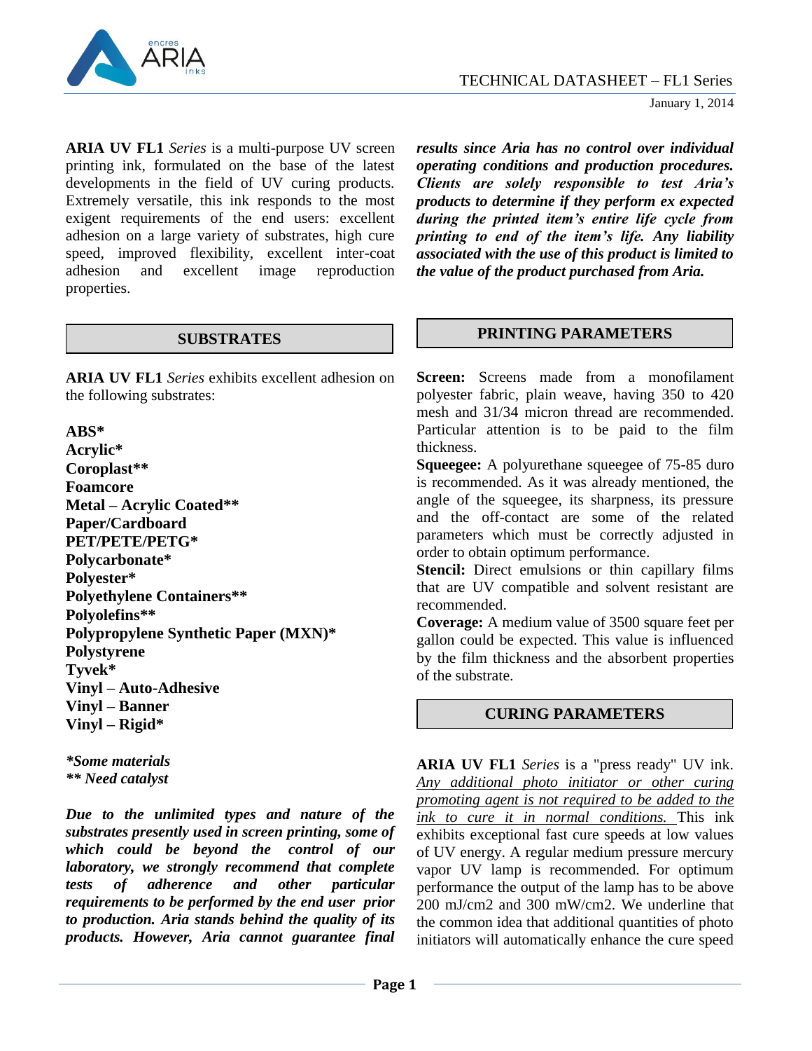# TECHNICAL DATASHEET – FL1 Series

January 1, 2014

**ARIA UV FL1** *Series* is a multi-purpose UV screen printing ink, formulated on the base of the latest developments in the field of UV curing products. Extremely versatile, this ink responds to the most exigent requirements of the end users: excellent adhesion on a large variety of substrates, high cure speed, improved flexibility, excellent inter-coat adhesion and excellent image reproduction properties.

## SUBSTRATES

**ARIA UV FL1** *Series* exhibits excellent adhesion on the following substrates:

**ABS***
**Acrylic***
**Coroplast****
**Foamcore**
**Metal – Acrylic Coated****
**Paper/Cardboard**
**PET/PETE/PETG***
**Polycarbonate***
**Polyester***
**Polyethylene Containers****
**Polyolefins****
**Polypropylene Synthetic Paper (MXN)***
**Polystyrene**
**Tyvek***
**Vinyl – Auto-Adhesive**
**Vinyl – Banner**
**Vinyl – Rigid***

***Some materials***
***\** Need catalyst***

***Due to the unlimited types and nature of the substrates presently used in screen printing, some of which could be beyond the control of our laboratory, we strongly recommend that complete tests of adherence and other particular requirements to be performed by the end user prior to production. Aria stands behind the quality of its products. However, Aria cannot guarantee final results since Aria has no control over individual operating conditions and production procedures. Clients are solely responsible to test Aria's products to determine if they perform ex expected during the printed item's entire life cycle from printing to end of the item's life. Any liability associated with the use of this product is limited to the value of the product purchased from Aria.***

## PRINTING PARAMETERS

**Screen:** Screens made from a monofilament polyester fabric, plain weave, having 350 to 420 mesh and 31/34 micron thread are recommended. Particular attention is to be paid to the film thickness.

**Squeegee:** A polyurethane squeegee of 75-85 duro is recommended. As it was already mentioned, the angle of the squeegee, its sharpness, its pressure and the off-contact are some of the related parameters which must be correctly adjusted in order to obtain optimum performance.

**Stencil:** Direct emulsions or thin capillary films that are UV compatible and solvent resistant are recommended.

**Coverage:** A medium value of 3500 square feet per gallon could be expected. This value is influenced by the film thickness and the absorbent properties of the substrate.

## CURING PARAMETERS

**ARIA UV FL1** *Series* is a "press ready" UV ink. *Any additional photo initiator or other curing promoting agent is not required to be added to the ink to cure it in normal conditions.* This ink exhibits exceptional fast cure speeds at low values of UV energy. A regular medium pressure mercury vapor UV lamp is recommended. For optimum performance the output of the lamp has to be above 200 mJ/cm2 and 300 mW/cm2. We underline that the common idea that additional quantities of photo initiators will automatically enhance the cure speed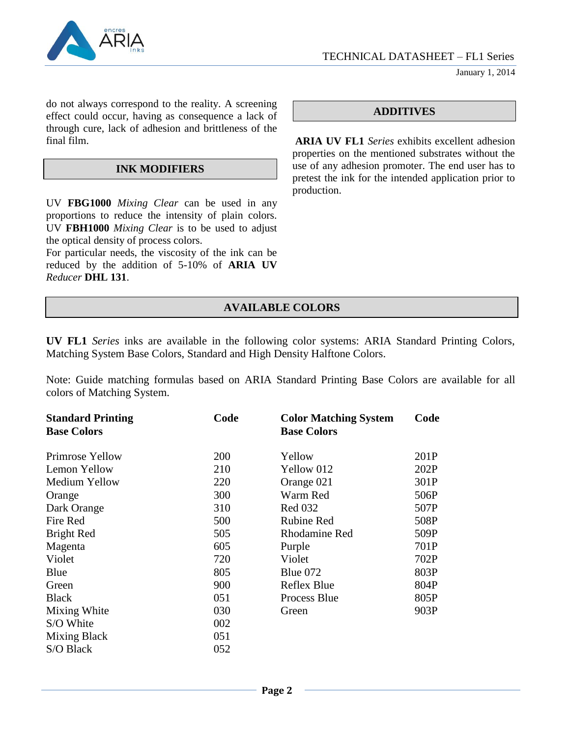do not always correspond to the reality. A screening effect could occur, having as consequence a lack of through cure, lack of adhesion and brittleness of the final film.

## INK MODIFIERS

UV **FBG1000** *Mixing Clear* can be used in any proportions to reduce the intensity of plain colors. UV **FBH1000** *Mixing Clear* is to be used to adjust the optical density of process colors.
For particular needs, the viscosity of the ink can be reduced by the addition of 5-10% of **ARIA UV** *Reducer* **DHL 131**.

## ADDITIVES

**ARIA UV FL1** *Series* exhibits excellent adhesion properties on the mentioned substrates without the use of any adhesion promoter. The end user has to pretest the ink for the intended application prior to production.

## AVAILABLE COLORS

**UV FL1** *Series* inks are available in the following color systems: ARIA Standard Printing Colors, Matching System Base Colors, Standard and High Density Halftone Colors.

Note: Guide matching formulas based on ARIA Standard Printing Base Colors are available for all colors of Matching System.

| Standard Printing Base Colors | Code | Color Matching System Base Colors | Code |
|---|---|---|---|
| Primrose Yellow | 200 | Yellow | 201P |
| Lemon Yellow | 210 | Yellow 012 | 202P |
| Medium Yellow | 220 | Orange 021 | 301P |
| Orange | 300 | Warm Red | 506P |
| Dark Orange | 310 | Red 032 | 507P |
| Fire Red | 500 | Rubine Red | 508P |
| Bright Red | 505 | Rhodamine Red | 509P |
| Magenta | 605 | Purple | 701P |
| Violet | 720 | Violet | 702P |
| Blue | 805 | Blue 072 | 803P |
| Green | 900 | Reflex Blue | 804P |
| Black | 051 | Process Blue | 805P |
| Mixing White | 030 | Green | 903P |
| S/O White | 002 | | |
| Mixing Black | 051 | | |
| S/O Black | 052 | | |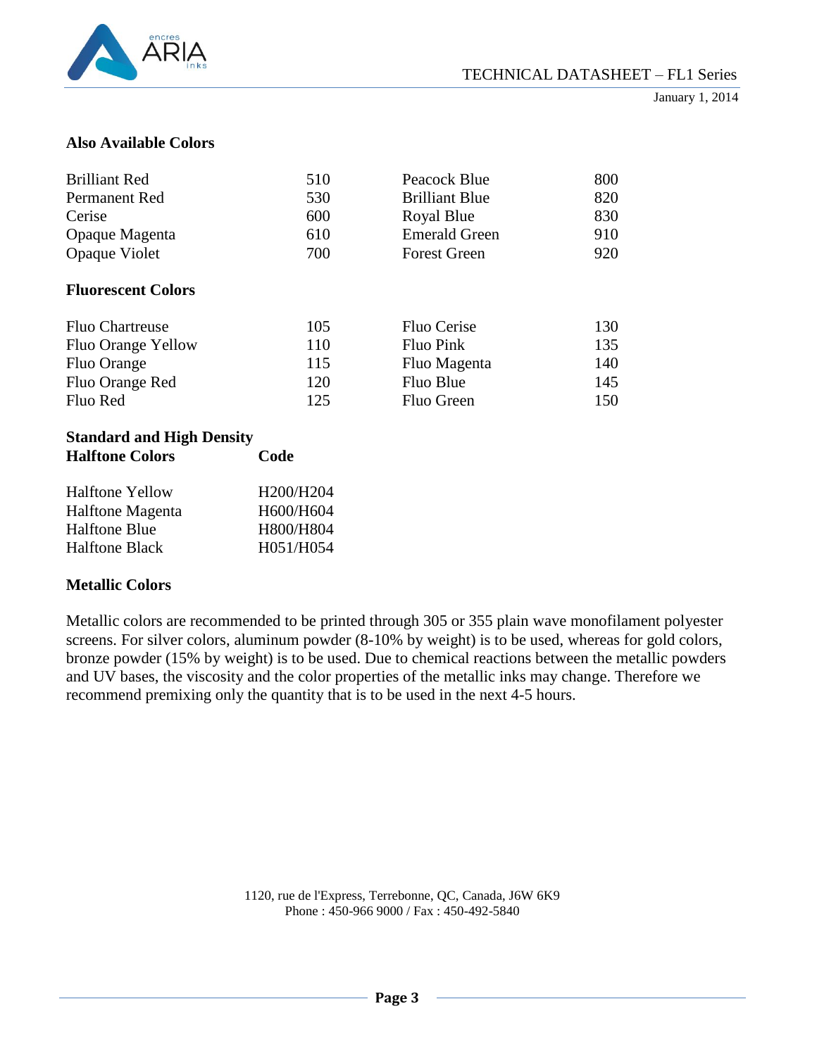## Also Available Colors

| | | | |
|---|---|---|---|
| Brilliant Red | 510 | Peacock Blue | 800 |
| Permanent Red | 530 | Brilliant Blue | 820 |
| Cerise | 600 | Royal Blue | 830 |
| Opaque Magenta | 610 | Emerald Green | 910 |
| Opaque Violet | 700 | Forest Green | 920 |

## Fluorescent Colors

| | | | |
|---|---|---|---|
| Fluo Chartreuse | 105 | Fluo Cerise | 130 |
| Fluo Orange Yellow | 110 | Fluo Pink | 135 |
| Fluo Orange | 115 | Fluo Magenta | 140 |
| Fluo Orange Red | 120 | Fluo Blue | 145 |
| Fluo Red | 125 | Fluo Green | 150 |

| Standard and High Density Halftone Colors | Code |
|---|---|
| Halftone Yellow | H200/H204 |
| Halftone Magenta | H600/H604 |
| Halftone Blue | H800/H804 |
| Halftone Black | H051/H054 |

## Metallic Colors

Metallic colors are recommended to be printed through 305 or 355 plain wave monofilament polyester screens. For silver colors, aluminum powder (8-10% by weight) is to be used, whereas for gold colors, bronze powder (15% by weight) is to be used. Due to chemical reactions between the metallic powders and UV bases, the viscosity and the color properties of the metallic inks may change. Therefore we recommend premixing only the quantity that is to be used in the next 4-5 hours.